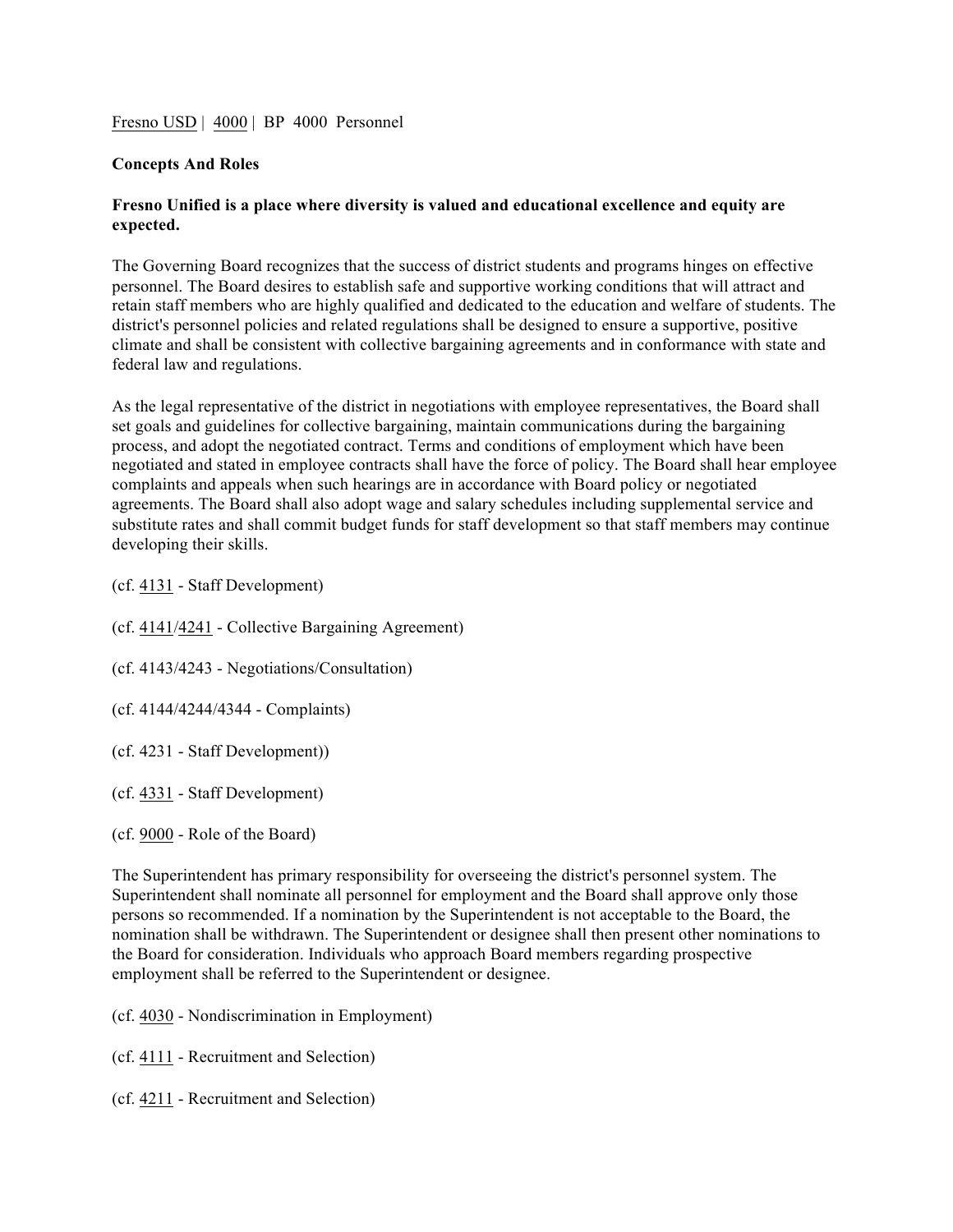Fresno USD | 4000 | BP 4000 Personnel

**Concepts And Roles**

**Fresno Unified is a place where diversity is valued and educational excellence and equity are expected.**

The Governing Board recognizes that the success of district students and programs hinges on effective personnel. The Board desires to establish safe and supportive working conditions that will attract and retain staff members who are highly qualified and dedicated to the education and welfare of students. The district's personnel policies and related regulations shall be designed to ensure a supportive, positive climate and shall be consistent with collective bargaining agreements and in conformance with state and federal law and regulations.

As the legal representative of the district in negotiations with employee representatives, the Board shall set goals and guidelines for collective bargaining, maintain communications during the bargaining process, and adopt the negotiated contract. Terms and conditions of employment which have been negotiated and stated in employee contracts shall have the force of policy. The Board shall hear employee complaints and appeals when such hearings are in accordance with Board policy or negotiated agreements. The Board shall also adopt wage and salary schedules including supplemental service and substitute rates and shall commit budget funds for staff development so that staff members may continue developing their skills.

(cf. 4131 - Staff Development)

(cf. 4141/4241 - Collective Bargaining Agreement)

(cf. 4143/4243 - Negotiations/Consultation)

(cf. 4144/4244/4344 - Complaints)

(cf. 4231 - Staff Development))

(cf. 4331 - Staff Development)

(cf. 9000 - Role of the Board)

The Superintendent has primary responsibility for overseeing the district's personnel system. The Superintendent shall nominate all personnel for employment and the Board shall approve only those persons so recommended. If a nomination by the Superintendent is not acceptable to the Board, the nomination shall be withdrawn. The Superintendent or designee shall then present other nominations to the Board for consideration. Individuals who approach Board members regarding prospective employment shall be referred to the Superintendent or designee.

(cf. 4030 - Nondiscrimination in Employment)

(cf. 4111 - Recruitment and Selection)

(cf. 4211 - Recruitment and Selection)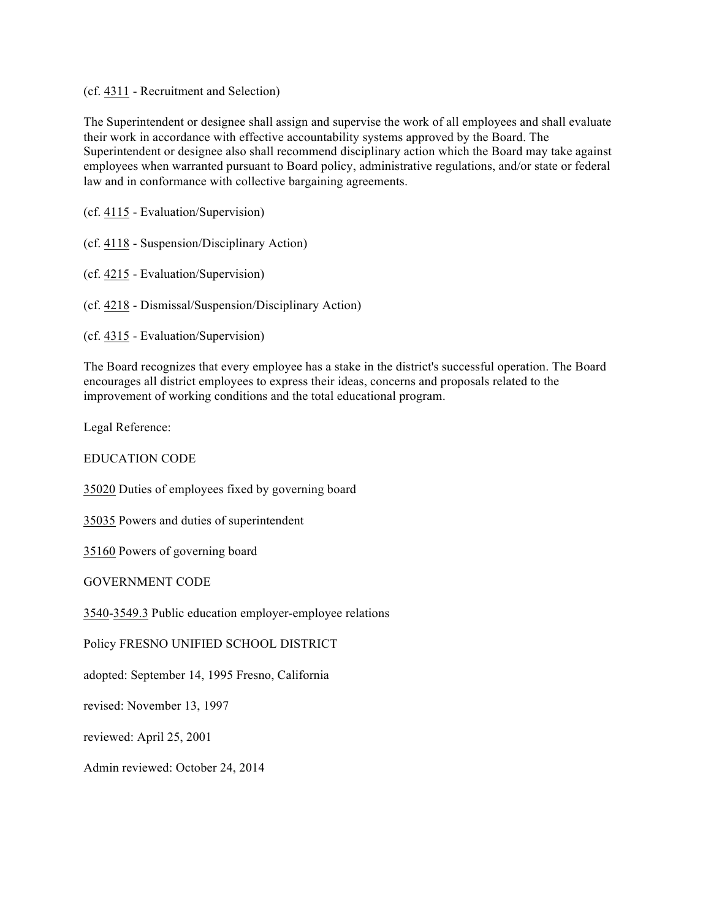(cf. 4311 - Recruitment and Selection)

The Superintendent or designee shall assign and supervise the work of all employees and shall evaluate their work in accordance with effective accountability systems approved by the Board. The Superintendent or designee also shall recommend disciplinary action which the Board may take against employees when warranted pursuant to Board policy, administrative regulations, and/or state or federal law and in conformance with collective bargaining agreements.

(cf. 4115 - Evaluation/Supervision)

(cf. 4118 - Suspension/Disciplinary Action)

(cf. 4215 - Evaluation/Supervision)

(cf. 4218 - Dismissal/Suspension/Disciplinary Action)

(cf. 4315 - Evaluation/Supervision)

The Board recognizes that every employee has a stake in the district's successful operation. The Board encourages all district employees to express their ideas, concerns and proposals related to the improvement of working conditions and the total educational program.

Legal Reference:

EDUCATION CODE

35020 Duties of employees fixed by governing board

35035 Powers and duties of superintendent

35160 Powers of governing board

GOVERNMENT CODE

3540-3549.3 Public education employer-employee relations

Policy FRESNO UNIFIED SCHOOL DISTRICT

adopted: September 14, 1995 Fresno, California

revised: November 13, 1997

reviewed: April 25, 2001

Admin reviewed: October 24, 2014